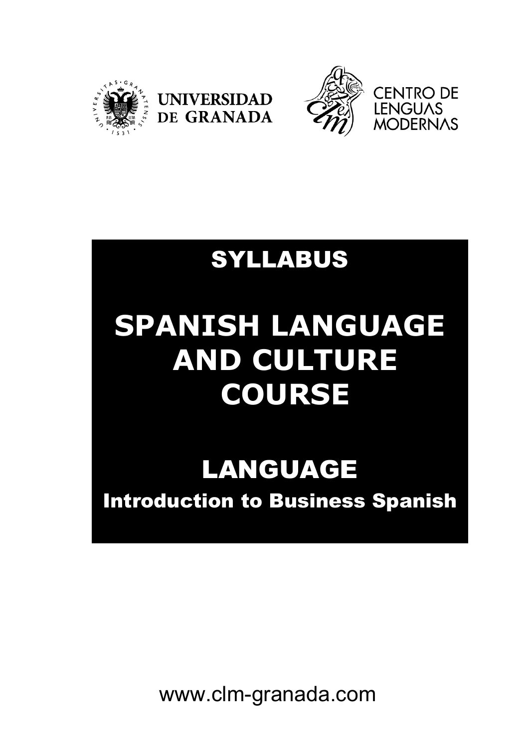UNIVERSIDAD DE GRANADA

CENTRO DE LENGUAS MODERNAS

# SYLLABUS

# SPANISH LANGUAGE AND CULTURE COURSE

## LANGUAGE

### Introduction to Business Spanish

www.clm-granada.com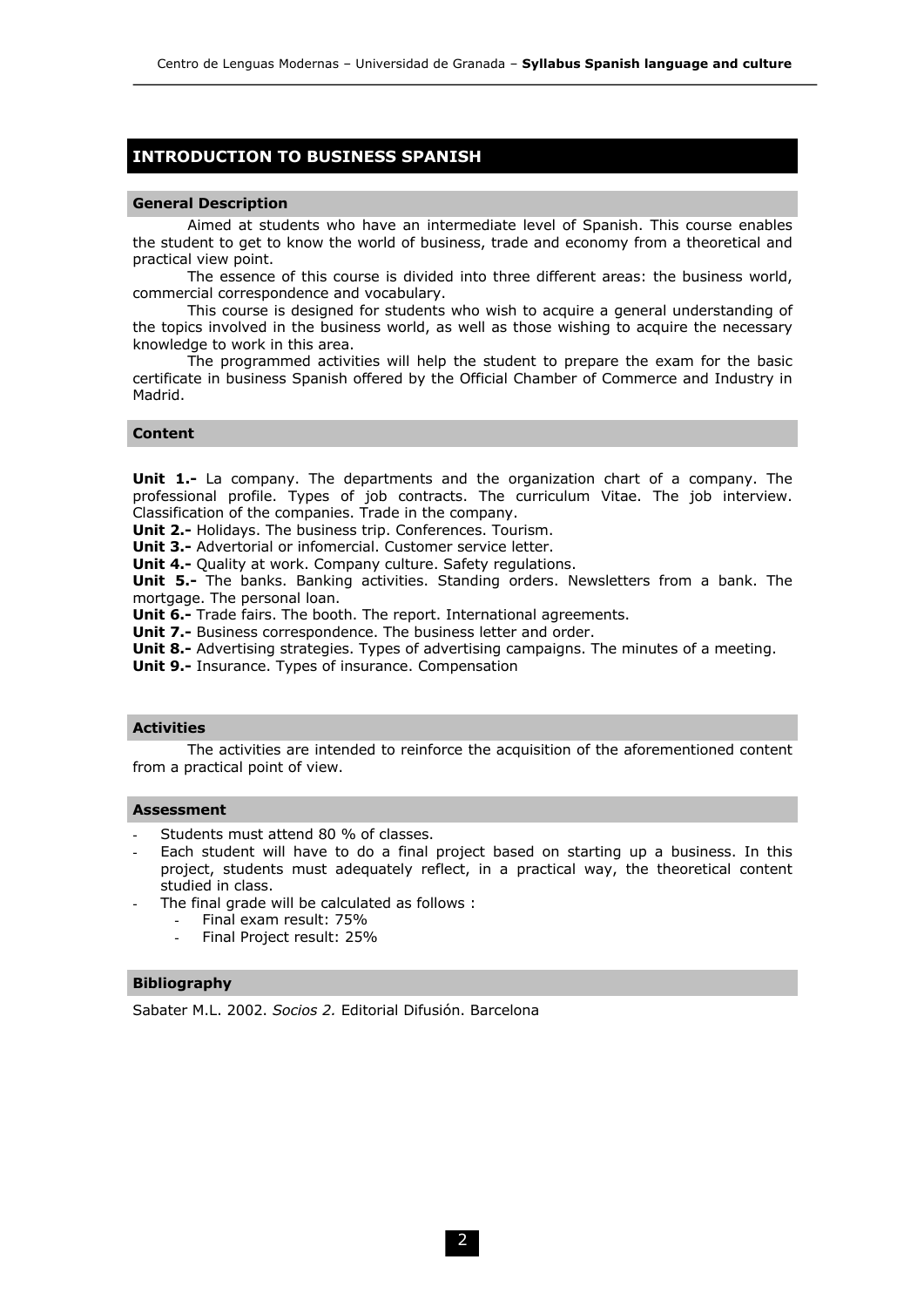# INTRODUCTION TO BUSINESS SPANISH

## General Description

Aimed at students who have an intermediate level of Spanish. This course enables the student to get to know the world of business, trade and economy from a theoretical and practical view point.

The essence of this course is divided into three different areas: the business world, commercial correspondence and vocabulary.

This course is designed for students who wish to acquire a general understanding of the topics involved in the business world, as well as those wishing to acquire the necessary knowledge to work in this area.

The programmed activities will help the student to prepare the exam for the basic certificate in business Spanish offered by the Official Chamber of Commerce and Industry in Madrid.

## Content

**Unit 1.-** La company. The departments and the organization chart of a company. The professional profile. Types of job contracts. The curriculum Vitae. The job interview. Classification of the companies. Trade in the company.

**Unit 2.-** Holidays. The business trip. Conferences. Tourism.

**Unit 3.-** Advertorial or infomercial. Customer service letter.

**Unit 4.-** Quality at work. Company culture. Safety regulations.

**Unit 5.-** The banks. Banking activities. Standing orders. Newsletters from a bank. The mortgage. The personal loan.

**Unit 6.-** Trade fairs. The booth. The report. International agreements.

**Unit 7.-** Business correspondence. The business letter and order.

**Unit 8.-** Advertising strategies. Types of advertising campaigns. The minutes of a meeting.

**Unit 9.-** Insurance. Types of insurance. Compensation

## Activities

The activities are intended to reinforce the acquisition of the aforementioned content from a practical point of view.

## Assessment

- Students must attend 80 % of classes.
- Each student will have to do a final project based on starting up a business. In this project, students must adequately reflect, in a practical way, the theoretical content studied in class.
- The final grade will be calculated as follows :
    - Final exam result: 75%
    - Final Project result: 25%

## Bibliography

Sabater M.L. 2002. *Socios 2.* Editorial Difusión. Barcelona